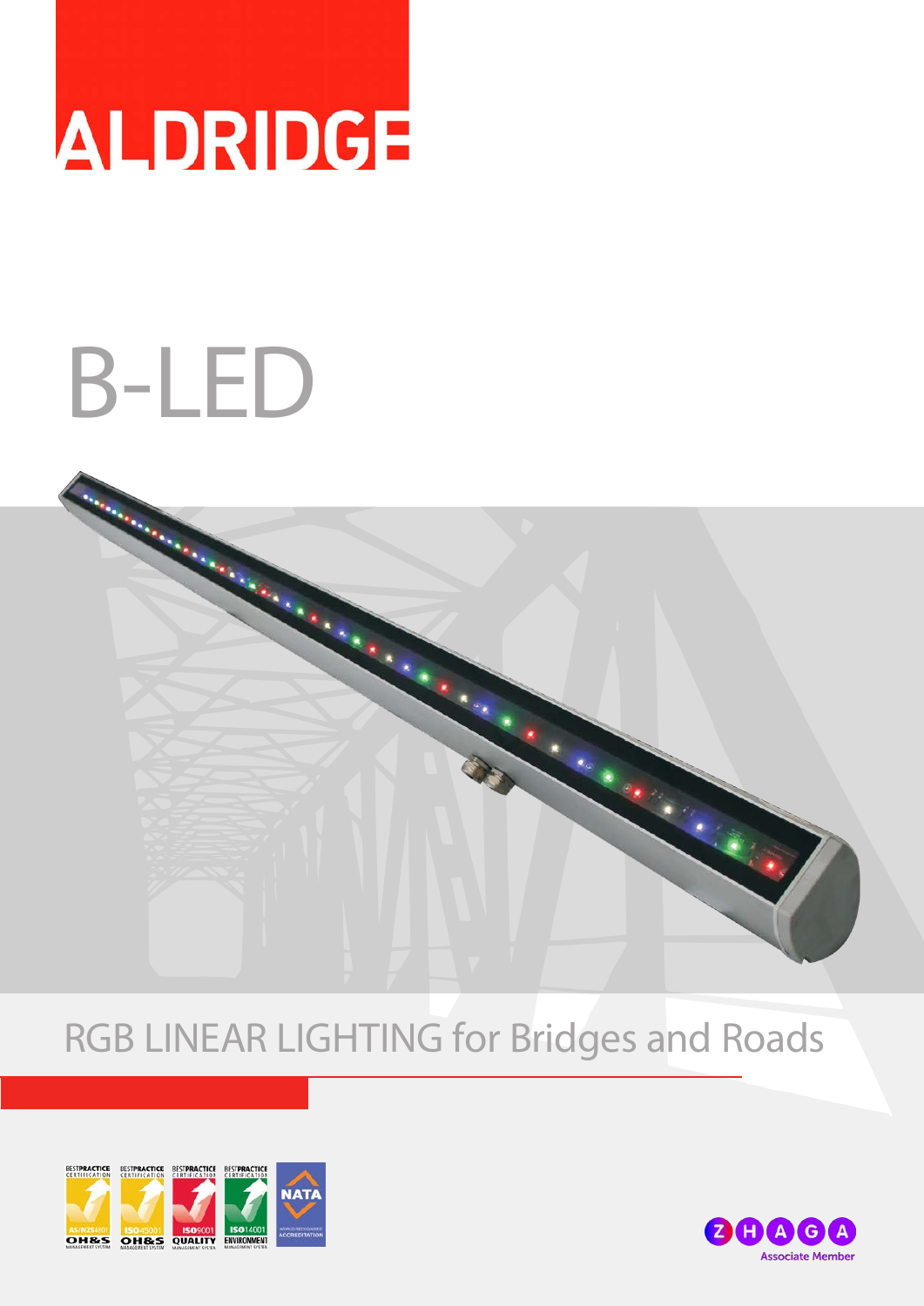ALDRIDGE

# B-LED

## RGB LINEAR LIGHTING for Bridges and Roads

BESTPRACTICE CERTIFICATION AS/NZS4801 OH&S MANAGEMENT SYSTEM

BESTPRACTICE CERTIFICATION ISO45001 OH&S MANAGEMENT SYSTEM

BESTPRACTICE CERTIFICATION ISO9001 QUALITY MANAGEMENT SYSTEM

BESTPRACTICE CERTIFICATION ISO14001 ENVIRONMENT MANAGEMENT SYSTEM

NATA WORLD RECOGNISED ACCREDITATION

ZHAGA Associate Member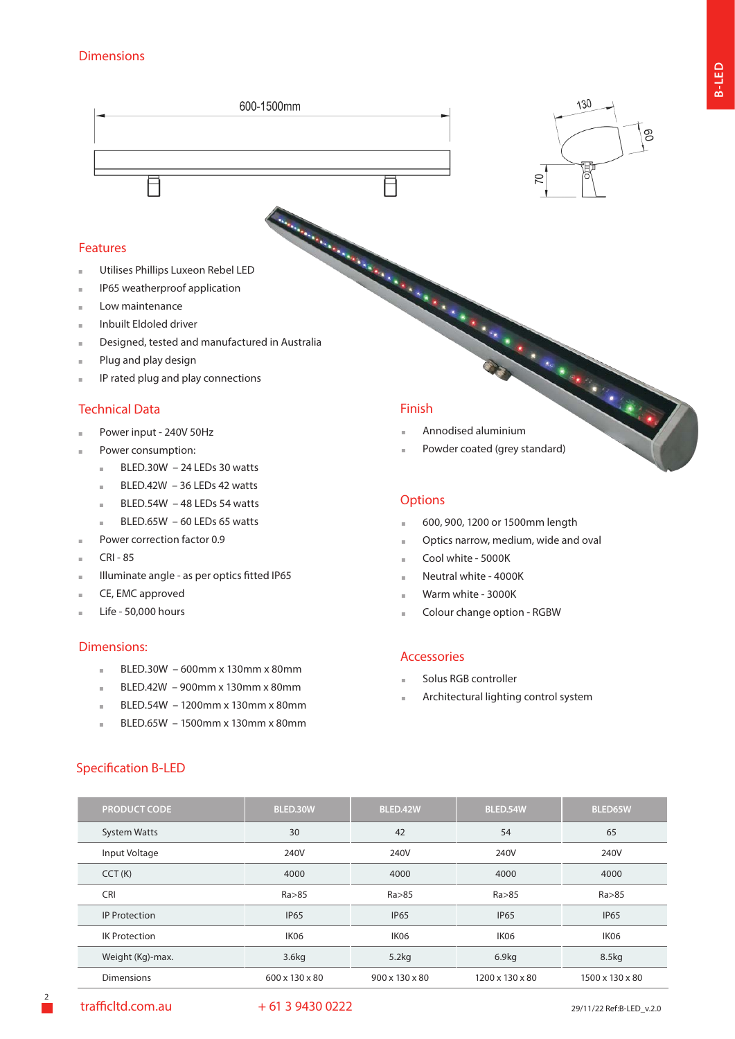## Dimensions

600-1500mm

130

60

70

## Features

- Utilises Phillips Luxeon Rebel LED
- IP65 weatherproof application
- Low maintenance
- Inbuilt Eldoled driver
- Designed, tested and manufactured in Australia
- Plug and play design
- IP rated plug and play connections

## Technical Data

- Power input - 240V 50Hz
- Power consumption:
  - BLED.30W – 24 LEDs 30 watts
  - BLED.42W – 36 LEDs 42 watts
  - BLED.54W – 48 LEDs 54 watts
  - BLED.65W – 60 LEDs 65 watts
- Power correction factor 0.9
- CRI - 85
- Illuminate angle - as per optics fitted IP65
- CE, EMC approved
- Life - 50,000 hours

## Dimensions:

- BLED.30W – 600mm x 130mm x 80mm
- BLED.42W – 900mm x 130mm x 80mm
- BLED.54W – 1200mm x 130mm x 80mm
- BLED.65W – 1500mm x 130mm x 80mm

## Finish

- Annodised aluminium
- Powder coated (grey standard)

## Options

- 600, 900, 1200 or 1500mm length
- Optics narrow, medium, wide and oval
- Cool white - 5000K
- Neutral white - 4000K
- Warm white - 3000K
- Colour change option - RGBW

## Accessories

- Solus RGB controller
- Architectural lighting control system

## Specification B-LED

| PRODUCT CODE | BLED.30W | BLED.42W | BLED.54W | BLED65W |
|---|---|---|---|---|
| System Watts | 30 | 42 | 54 | 65 |
| Input Voltage | 240V | 240V | 240V | 240V |
| CCT (K) | 4000 | 4000 | 4000 | 4000 |
| CRI | Ra>85 | Ra>85 | Ra>85 | Ra>85 |
| IP Protection | IP65 | IP65 | IP65 | IP65 |
| IK Protection | IK06 | IK06 | IK06 | IK06 |
| Weight (Kg)-max. | 3.6kg | 5.2kg | 6.9kg | 8.5kg |
| Dimensions | 600 x 130 x 80 | 900 x 130 x 80 | 1200 x 130 x 80 | 1500 x 130 x 80 |

trafficltd.com.au + 61 3 9430 0222 29/11/22 Ref:B-LED_v.2.0